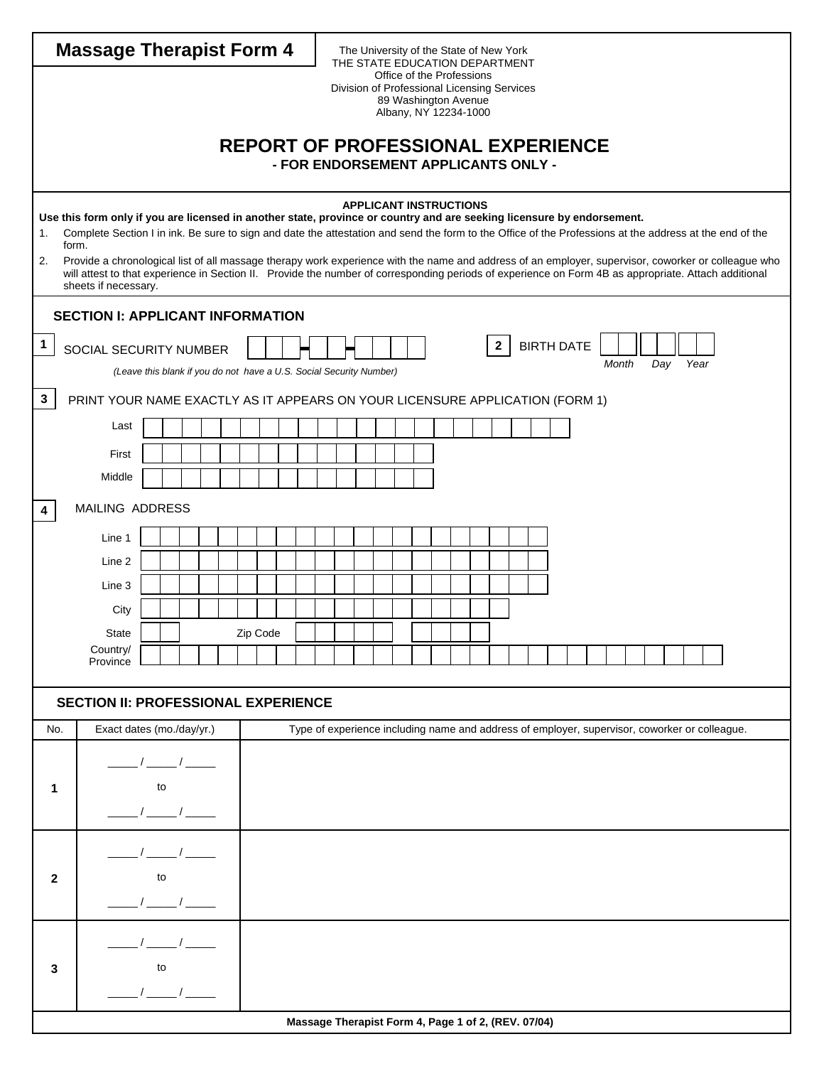# Massage Therapist Form 4

The University of the State of New York
THE STATE EDUCATION DEPARTMENT
Office of the Professions
Division of Professional Licensing Services
89 Washington Avenue
Albany, NY 12234-1000

## REPORT OF PROFESSIONAL EXPERIENCE

**- FOR ENDORSEMENT APPLICANTS ONLY -**

**APPLICANT INSTRUCTIONS**

**Use this form only if you are licensed in another state, province or country and are seeking licensure by endorsement.**

1. Complete Section I in ink. Be sure to sign and date the attestation and send the form to the Office of the Professions at the address at the end of the form.
2. Provide a chronological list of all massage therapy work experience with the name and address of an employer, supervisor, coworker or colleague who will attest to that experience in Section II. Provide the number of corresponding periods of experience on Form 4B as appropriate. Attach additional sheets if necessary.

### SECTION I: APPLICANT INFORMATION

**1** SOCIAL SECURITY NUMBER ___ - __ - ____

*(Leave this blank if you do not have a U.S. Social Security Number)*

**2** BIRTH DATE __ __ __ *Month Day Year*

**3** PRINT YOUR NAME EXACTLY AS IT APPEARS ON YOUR LICENSURE APPLICATION (FORM 1)

Last

First

Middle

**4** MAILING ADDRESS

Line 1

Line 2

Line 3

City

State Zip Code

Country/ Province

### SECTION II: PROFESSIONAL EXPERIENCE

| No. | Exact dates (mo./day/yr.) | Type of experience including name and address of employer, supervisor, coworker or colleague. |
|---|---|---|
| 1 | ____ / ____ / ____ to ____ / ____ / ____ | |
| 2 | ____ / ____ / ____ to ____ / ____ / ____ | |
| 3 | ____ / ____ / ____ to ____ / ____ / ____ | |

**Massage Therapist Form 4, Page 1 of 2, (REV. 07/04)**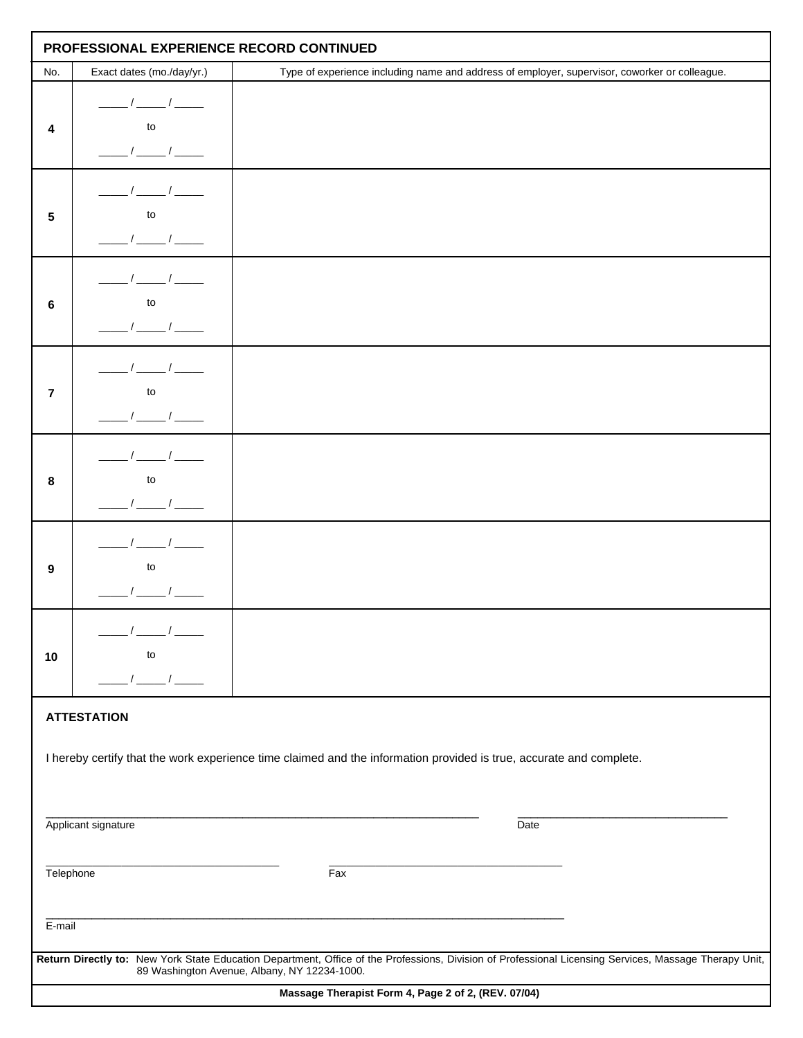## PROFESSIONAL EXPERIENCE RECORD CONTINUED

| No. | Exact dates (mo./day/yr.) | Type of experience including name and address of employer, supervisor, coworker or colleague. |
|---|---|---|
| 4 | ____ / ____ / ____ to ____ / ____ / ____ | |
| 5 | ____ / ____ / ____ to ____ / ____ / ____ | |
| 6 | ____ / ____ / ____ to ____ / ____ / ____ | |
| 7 | ____ / ____ / ____ to ____ / ____ / ____ | |
| 8 | ____ / ____ / ____ to ____ / ____ / ____ | |
| 9 | ____ / ____ / ____ to ____ / ____ / ____ | |
| 10 | ____ / ____ / ____ to ____ / ____ / ____ | |

### ATTESTATION

I hereby certify that the work experience time claimed and the information provided is true, accurate and complete.

______________________________________ Applicant signature

______________________ Date

______________________ Telephone

______________________ Fax

______________________________________ E-mail

**Return Directly to:** New York State Education Department, Office of the Professions, Division of Professional Licensing Services, Massage Therapy Unit, 89 Washington Avenue, Albany, NY 12234-1000.

**Massage Therapist Form 4, Page 2 of 2, (REV. 07/04)**